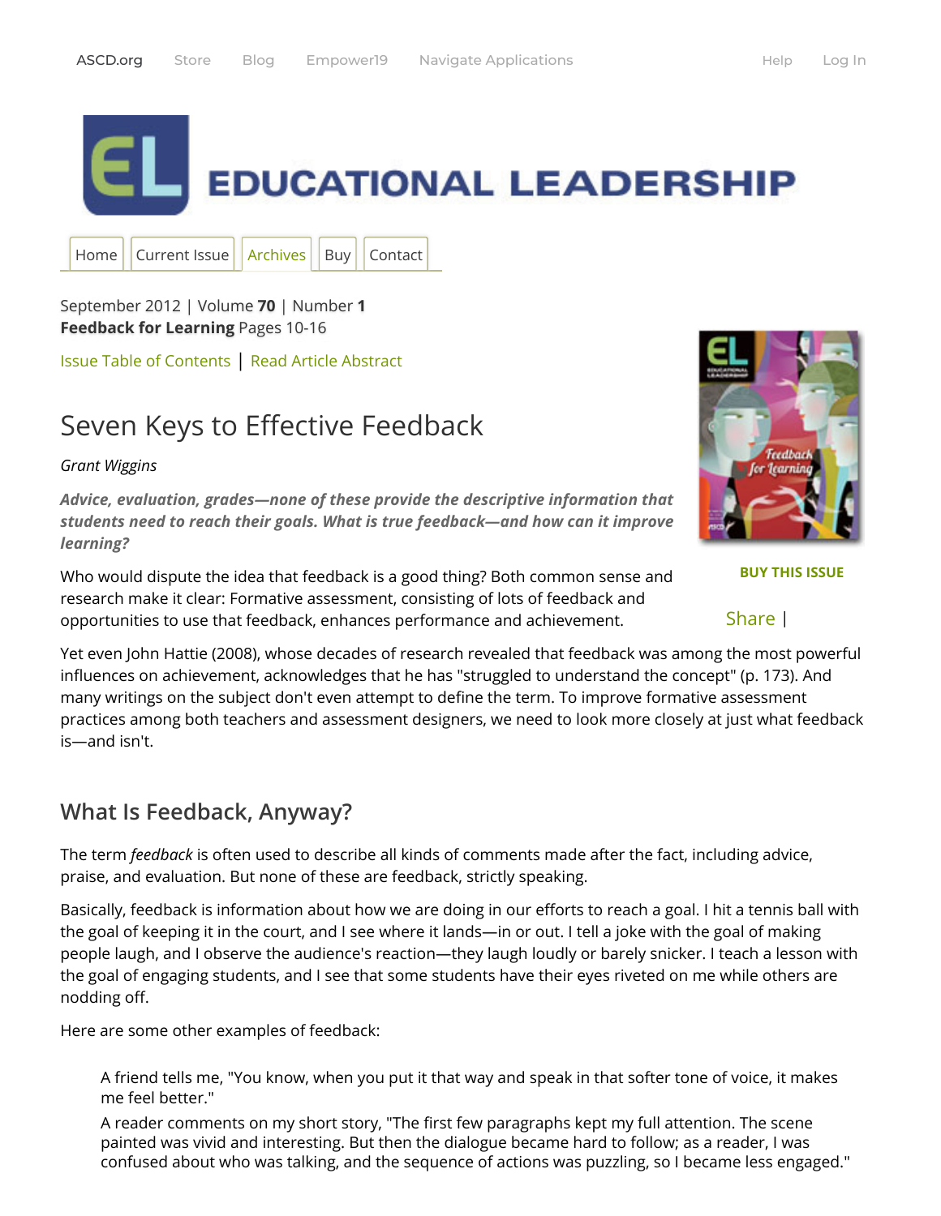ASCD.org Store Blog Empower19 Navigate Applications Help Log In

# EDUCATIONAL LEADERSHIP

Home | Current Issue | Archives | Buy | Contact

September 2012 | Volume **70** | Number **1**
**Feedback for Learning** Pages 10-16

Issue Table of Contents | Read Article Abstract

BUY THIS ISSUE

Share |

# Seven Keys to Effective Feedback

*Grant Wiggins*

***Advice, evaluation, grades—none of these provide the descriptive information that students need to reach their goals. What is true feedback—and how can it improve learning?***

Who would dispute the idea that feedback is a good thing? Both common sense and research make it clear: Formative assessment, consisting of lots of feedback and opportunities to use that feedback, enhances performance and achievement.

Yet even John Hattie (2008), whose decades of research revealed that feedback was among the most powerful influences on achievement, acknowledges that he has "struggled to understand the concept" (p. 173). And many writings on the subject don't even attempt to define the term. To improve formative assessment practices among both teachers and assessment designers, we need to look more closely at just what feedback is—and isn't.

## What Is Feedback, Anyway?

The term *feedback* is often used to describe all kinds of comments made after the fact, including advice, praise, and evaluation. But none of these are feedback, strictly speaking.

Basically, feedback is information about how we are doing in our efforts to reach a goal. I hit a tennis ball with the goal of keeping it in the court, and I see where it lands—in or out. I tell a joke with the goal of making people laugh, and I observe the audience's reaction—they laugh loudly or barely snicker. I teach a lesson with the goal of engaging students, and I see that some students have their eyes riveted on me while others are nodding off.

Here are some other examples of feedback:

> A friend tells me, "You know, when you put it that way and speak in that softer tone of voice, it makes me feel better."
>
> A reader comments on my short story, "The first few paragraphs kept my full attention. The scene painted was vivid and interesting. But then the dialogue became hard to follow; as a reader, I was confused about who was talking, and the sequence of actions was puzzling, so I became less engaged."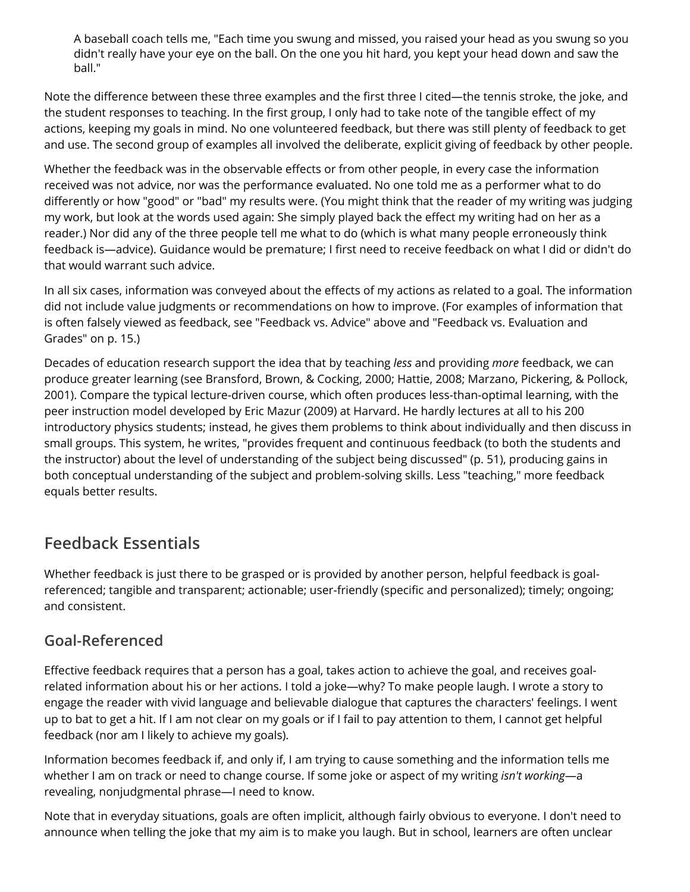> A baseball coach tells me, "Each time you swung and missed, you raised your head as you swung so you didn't really have your eye on the ball. On the one you hit hard, you kept your head down and saw the ball."

Note the difference between these three examples and the first three I cited—the tennis stroke, the joke, and the student responses to teaching. In the first group, I only had to take note of the tangible effect of my actions, keeping my goals in mind. No one volunteered feedback, but there was still plenty of feedback to get and use. The second group of examples all involved the deliberate, explicit giving of feedback by other people.

Whether the feedback was in the observable effects or from other people, in every case the information received was not advice, nor was the performance evaluated. No one told me as a performer what to do differently or how "good" or "bad" my results were. (You might think that the reader of my writing was judging my work, but look at the words used again: She simply played back the effect my writing had on her as a reader.) Nor did any of the three people tell me what to do (which is what many people erroneously think feedback is—advice). Guidance would be premature; I first need to receive feedback on what I did or didn't do that would warrant such advice.

In all six cases, information was conveyed about the effects of my actions as related to a goal. The information did not include value judgments or recommendations on how to improve. (For examples of information that is often falsely viewed as feedback, see "Feedback vs. Advice" above and "Feedback vs. Evaluation and Grades" on p. 15.)

Decades of education research support the idea that by teaching *less* and providing *more* feedback, we can produce greater learning (see Bransford, Brown, & Cocking, 2000; Hattie, 2008; Marzano, Pickering, & Pollock, 2001). Compare the typical lecture-driven course, which often produces less-than-optimal learning, with the peer instruction model developed by Eric Mazur (2009) at Harvard. He hardly lectures at all to his 200 introductory physics students; instead, he gives them problems to think about individually and then discuss in small groups. This system, he writes, "provides frequent and continuous feedback (to both the students and the instructor) about the level of understanding of the subject being discussed" (p. 51), producing gains in both conceptual understanding of the subject and problem-solving skills. Less "teaching," more feedback equals better results.

## Feedback Essentials

Whether feedback is just there to be grasped or is provided by another person, helpful feedback is goal-referenced; tangible and transparent; actionable; user-friendly (specific and personalized); timely; ongoing; and consistent.

### Goal-Referenced

Effective feedback requires that a person has a goal, takes action to achieve the goal, and receives goal-related information about his or her actions. I told a joke—why? To make people laugh. I wrote a story to engage the reader with vivid language and believable dialogue that captures the characters' feelings. I went up to bat to get a hit. If I am not clear on my goals or if I fail to pay attention to them, I cannot get helpful feedback (nor am I likely to achieve my goals).

Information becomes feedback if, and only if, I am trying to cause something and the information tells me whether I am on track or need to change course. If some joke or aspect of my writing *isn't working*—a revealing, nonjudgmental phrase—I need to know.

Note that in everyday situations, goals are often implicit, although fairly obvious to everyone. I don't need to announce when telling the joke that my aim is to make you laugh. But in school, learners are often unclear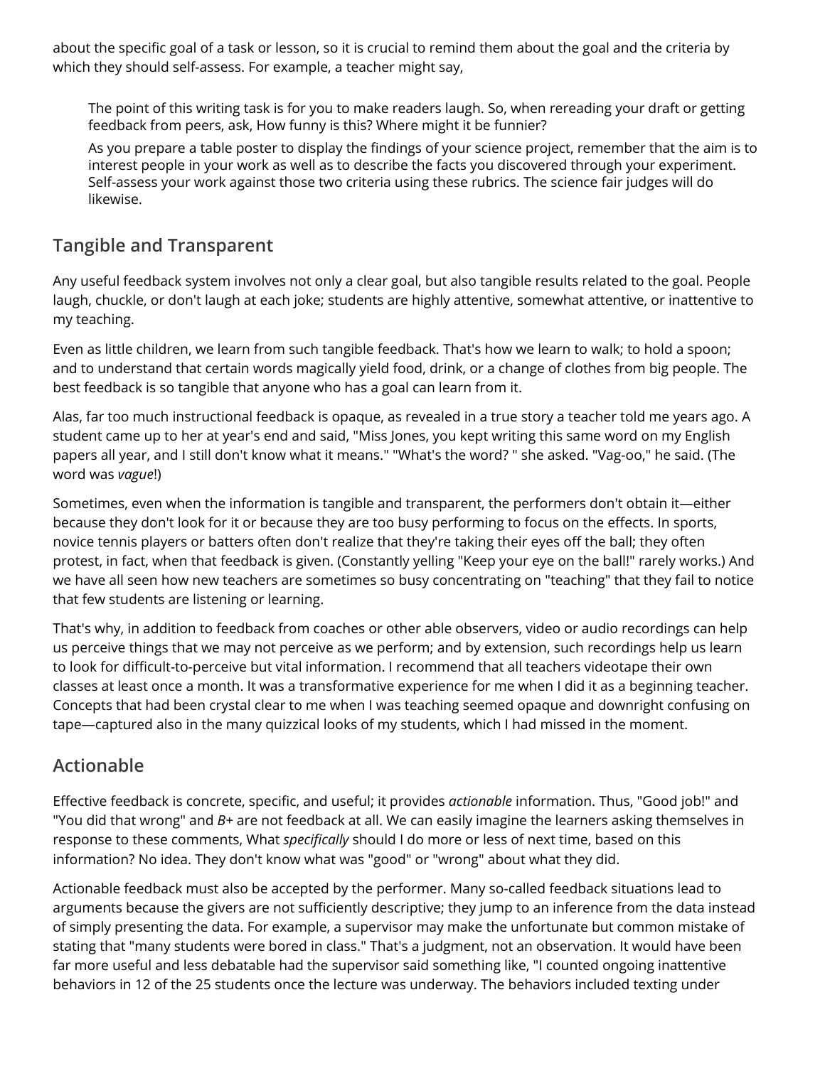about the specific goal of a task or lesson, so it is crucial to remind them about the goal and the criteria by which they should self-assess. For example, a teacher might say,

> The point of this writing task is for you to make readers laugh. So, when rereading your draft or getting feedback from peers, ask, How funny is this? Where might it be funnier?
>
> As you prepare a table poster to display the findings of your science project, remember that the aim is to interest people in your work as well as to describe the facts you discovered through your experiment. Self-assess your work against those two criteria using these rubrics. The science fair judges will do likewise.

## Tangible and Transparent

Any useful feedback system involves not only a clear goal, but also tangible results related to the goal. People laugh, chuckle, or don't laugh at each joke; students are highly attentive, somewhat attentive, or inattentive to my teaching.

Even as little children, we learn from such tangible feedback. That's how we learn to walk; to hold a spoon; and to understand that certain words magically yield food, drink, or a change of clothes from big people. The best feedback is so tangible that anyone who has a goal can learn from it.

Alas, far too much instructional feedback is opaque, as revealed in a true story a teacher told me years ago. A student came up to her at year's end and said, "Miss Jones, you kept writing this same word on my English papers all year, and I still don't know what it means." "What's the word? " she asked. "Vag-oo," he said. (The word was *vague*!)

Sometimes, even when the information is tangible and transparent, the performers don't obtain it—either because they don't look for it or because they are too busy performing to focus on the effects. In sports, novice tennis players or batters often don't realize that they're taking their eyes off the ball; they often protest, in fact, when that feedback is given. (Constantly yelling "Keep your eye on the ball!" rarely works.) And we have all seen how new teachers are sometimes so busy concentrating on "teaching" that they fail to notice that few students are listening or learning.

That's why, in addition to feedback from coaches or other able observers, video or audio recordings can help us perceive things that we may not perceive as we perform; and by extension, such recordings help us learn to look for difficult-to-perceive but vital information. I recommend that all teachers videotape their own classes at least once a month. It was a transformative experience for me when I did it as a beginning teacher. Concepts that had been crystal clear to me when I was teaching seemed opaque and downright confusing on tape—captured also in the many quizzical looks of my students, which I had missed in the moment.

## Actionable

Effective feedback is concrete, specific, and useful; it provides *actionable* information. Thus, "Good job!" and "You did that wrong" and *B+* are not feedback at all. We can easily imagine the learners asking themselves in response to these comments, What *specifically* should I do more or less of next time, based on this information? No idea. They don't know what was "good" or "wrong" about what they did.

Actionable feedback must also be accepted by the performer. Many so-called feedback situations lead to arguments because the givers are not sufficiently descriptive; they jump to an inference from the data instead of simply presenting the data. For example, a supervisor may make the unfortunate but common mistake of stating that "many students were bored in class." That's a judgment, not an observation. It would have been far more useful and less debatable had the supervisor said something like, "I counted ongoing inattentive behaviors in 12 of the 25 students once the lecture was underway. The behaviors included texting under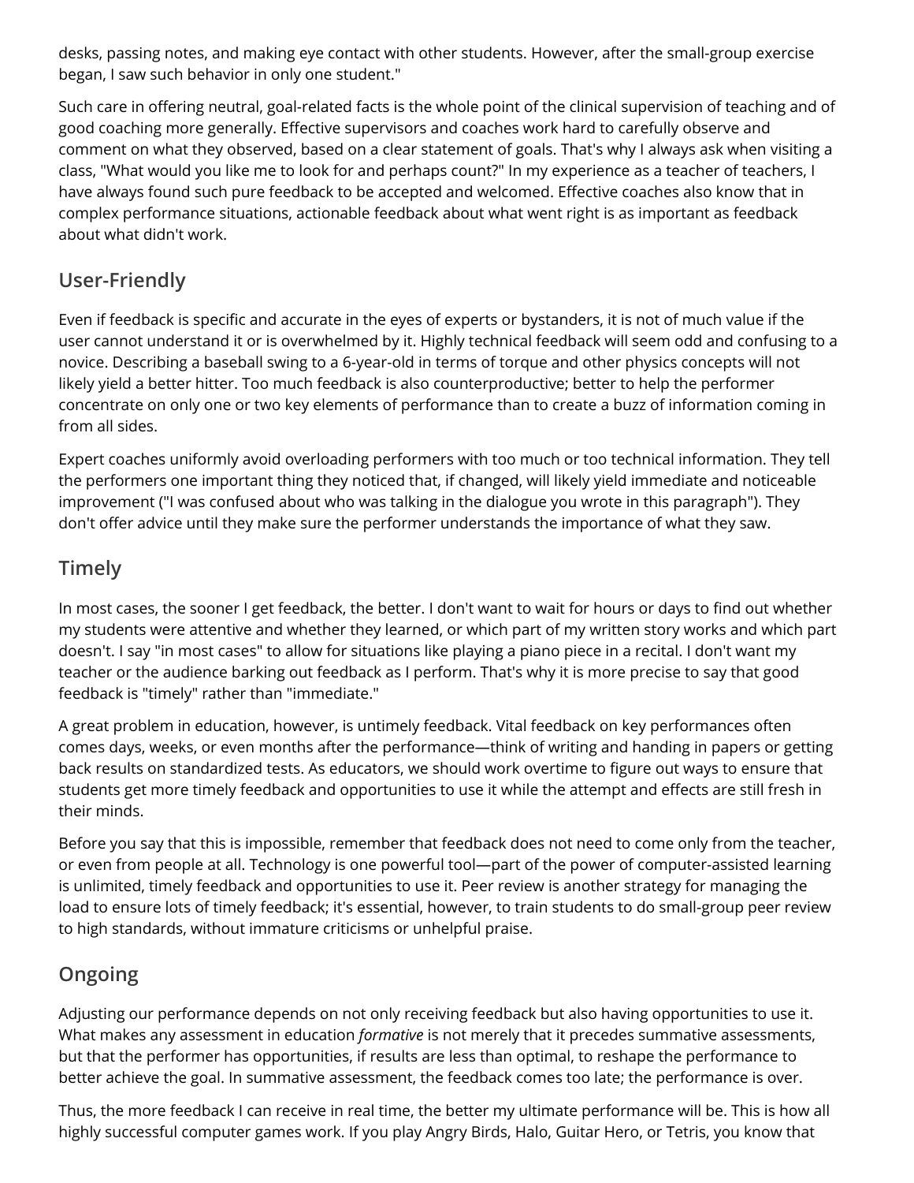desks, passing notes, and making eye contact with other students. However, after the small-group exercise began, I saw such behavior in only one student."

Such care in offering neutral, goal-related facts is the whole point of the clinical supervision of teaching and of good coaching more generally. Effective supervisors and coaches work hard to carefully observe and comment on what they observed, based on a clear statement of goals. That's why I always ask when visiting a class, "What would you like me to look for and perhaps count?" In my experience as a teacher of teachers, I have always found such pure feedback to be accepted and welcomed. Effective coaches also know that in complex performance situations, actionable feedback about what went right is as important as feedback about what didn't work.

## User-Friendly

Even if feedback is specific and accurate in the eyes of experts or bystanders, it is not of much value if the user cannot understand it or is overwhelmed by it. Highly technical feedback will seem odd and confusing to a novice. Describing a baseball swing to a 6-year-old in terms of torque and other physics concepts will not likely yield a better hitter. Too much feedback is also counterproductive; better to help the performer concentrate on only one or two key elements of performance than to create a buzz of information coming in from all sides.

Expert coaches uniformly avoid overloading performers with too much or too technical information. They tell the performers one important thing they noticed that, if changed, will likely yield immediate and noticeable improvement ("I was confused about who was talking in the dialogue you wrote in this paragraph"). They don't offer advice until they make sure the performer understands the importance of what they saw.

## Timely

In most cases, the sooner I get feedback, the better. I don't want to wait for hours or days to find out whether my students were attentive and whether they learned, or which part of my written story works and which part doesn't. I say "in most cases" to allow for situations like playing a piano piece in a recital. I don't want my teacher or the audience barking out feedback as I perform. That's why it is more precise to say that good feedback is "timely" rather than "immediate."

A great problem in education, however, is untimely feedback. Vital feedback on key performances often comes days, weeks, or even months after the performance—think of writing and handing in papers or getting back results on standardized tests. As educators, we should work overtime to figure out ways to ensure that students get more timely feedback and opportunities to use it while the attempt and effects are still fresh in their minds.

Before you say that this is impossible, remember that feedback does not need to come only from the teacher, or even from people at all. Technology is one powerful tool—part of the power of computer-assisted learning is unlimited, timely feedback and opportunities to use it. Peer review is another strategy for managing the load to ensure lots of timely feedback; it's essential, however, to train students to do small-group peer review to high standards, without immature criticisms or unhelpful praise.

## Ongoing

Adjusting our performance depends on not only receiving feedback but also having opportunities to use it. What makes any assessment in education *formative* is not merely that it precedes summative assessments, but that the performer has opportunities, if results are less than optimal, to reshape the performance to better achieve the goal. In summative assessment, the feedback comes too late; the performance is over.

Thus, the more feedback I can receive in real time, the better my ultimate performance will be. This is how all highly successful computer games work. If you play Angry Birds, Halo, Guitar Hero, or Tetris, you know that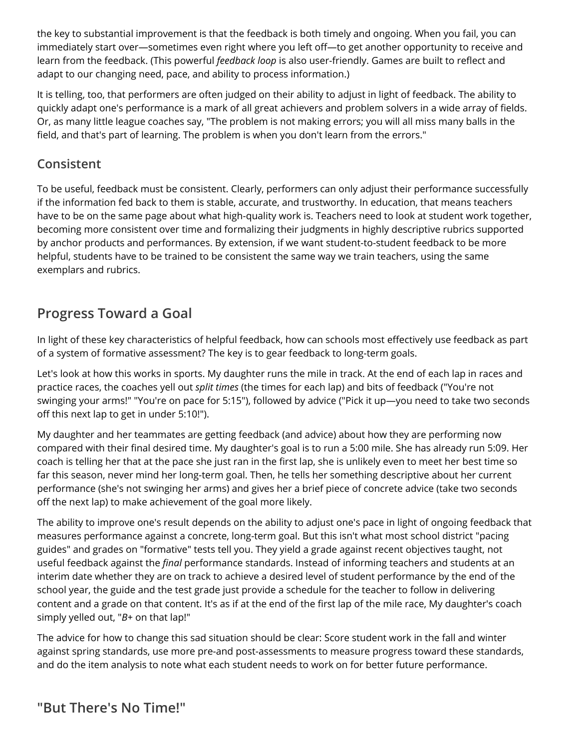the key to substantial improvement is that the feedback is both timely and ongoing. When you fail, you can immediately start over—sometimes even right where you left off—to get another opportunity to receive and learn from the feedback. (This powerful *feedback loop* is also user-friendly. Games are built to reflect and adapt to our changing need, pace, and ability to process information.)

It is telling, too, that performers are often judged on their ability to adjust in light of feedback. The ability to quickly adapt one's performance is a mark of all great achievers and problem solvers in a wide array of fields. Or, as many little league coaches say, "The problem is not making errors; you will all miss many balls in the field, and that's part of learning. The problem is when you don't learn from the errors."

### Consistent

To be useful, feedback must be consistent. Clearly, performers can only adjust their performance successfully if the information fed back to them is stable, accurate, and trustworthy. In education, that means teachers have to be on the same page about what high-quality work is. Teachers need to look at student work together, becoming more consistent over time and formalizing their judgments in highly descriptive rubrics supported by anchor products and performances. By extension, if we want student-to-student feedback to be more helpful, students have to be trained to be consistent the same way we train teachers, using the same exemplars and rubrics.

## Progress Toward a Goal

In light of these key characteristics of helpful feedback, how can schools most effectively use feedback as part of a system of formative assessment? The key is to gear feedback to long-term goals.

Let's look at how this works in sports. My daughter runs the mile in track. At the end of each lap in races and practice races, the coaches yell out *split times* (the times for each lap) and bits of feedback ("You're not swinging your arms!" "You're on pace for 5:15"), followed by advice ("Pick it up—you need to take two seconds off this next lap to get in under 5:10!").

My daughter and her teammates are getting feedback (and advice) about how they are performing now compared with their final desired time. My daughter's goal is to run a 5:00 mile. She has already run 5:09. Her coach is telling her that at the pace she just ran in the first lap, she is unlikely even to meet her best time so far this season, never mind her long-term goal. Then, he tells her something descriptive about her current performance (she's not swinging her arms) and gives her a brief piece of concrete advice (take two seconds off the next lap) to make achievement of the goal more likely.

The ability to improve one's result depends on the ability to adjust one's pace in light of ongoing feedback that measures performance against a concrete, long-term goal. But this isn't what most school district "pacing guides" and grades on "formative" tests tell you. They yield a grade against recent objectives taught, not useful feedback against the *final* performance standards. Instead of informing teachers and students at an interim date whether they are on track to achieve a desired level of student performance by the end of the school year, the guide and the test grade just provide a schedule for the teacher to follow in delivering content and a grade on that content. It's as if at the end of the first lap of the mile race, My daughter's coach simply yelled out, "*B*+ on that lap!"

The advice for how to change this sad situation should be clear: Score student work in the fall and winter against spring standards, use more pre-and post-assessments to measure progress toward these standards, and do the item analysis to note what each student needs to work on for better future performance.

## "But There's No Time!"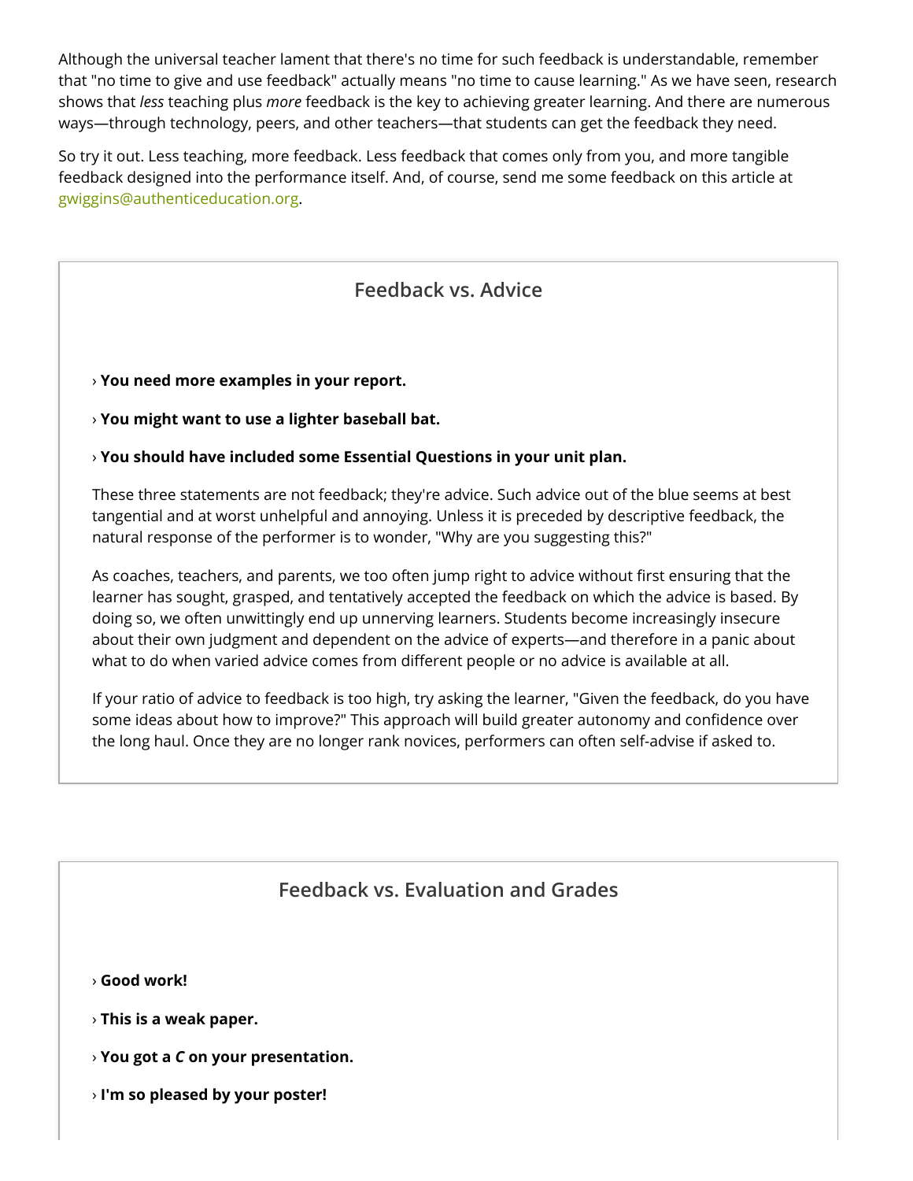Although the universal teacher lament that there's no time for such feedback is understandable, remember that "no time to give and use feedback" actually means "no time to cause learning." As we have seen, research shows that *less* teaching plus *more* feedback is the key to achieving greater learning. And there are numerous ways—through technology, peers, and other teachers—that students can get the feedback they need.

So try it out. Less teaching, more feedback. Less feedback that comes only from you, and more tangible feedback designed into the performance itself. And, of course, send me some feedback on this article at gwiggins@authenticeducation.org.

### Feedback vs. Advice

› **You need more examples in your report.**

› **You might want to use a lighter baseball bat.**

› **You should have included some Essential Questions in your unit plan.**

These three statements are not feedback; they're advice. Such advice out of the blue seems at best tangential and at worst unhelpful and annoying. Unless it is preceded by descriptive feedback, the natural response of the performer is to wonder, "Why are you suggesting this?"

As coaches, teachers, and parents, we too often jump right to advice without first ensuring that the learner has sought, grasped, and tentatively accepted the feedback on which the advice is based. By doing so, we often unwittingly end up unnerving learners. Students become increasingly insecure about their own judgment and dependent on the advice of experts—and therefore in a panic about what to do when varied advice comes from different people or no advice is available at all.

If your ratio of advice to feedback is too high, try asking the learner, "Given the feedback, do you have some ideas about how to improve?" This approach will build greater autonomy and confidence over the long haul. Once they are no longer rank novices, performers can often self-advise if asked to.

### Feedback vs. Evaluation and Grades

› **Good work!**

› **This is a weak paper.**

› **You got a *C* on your presentation.**

› **I'm so pleased by your poster!**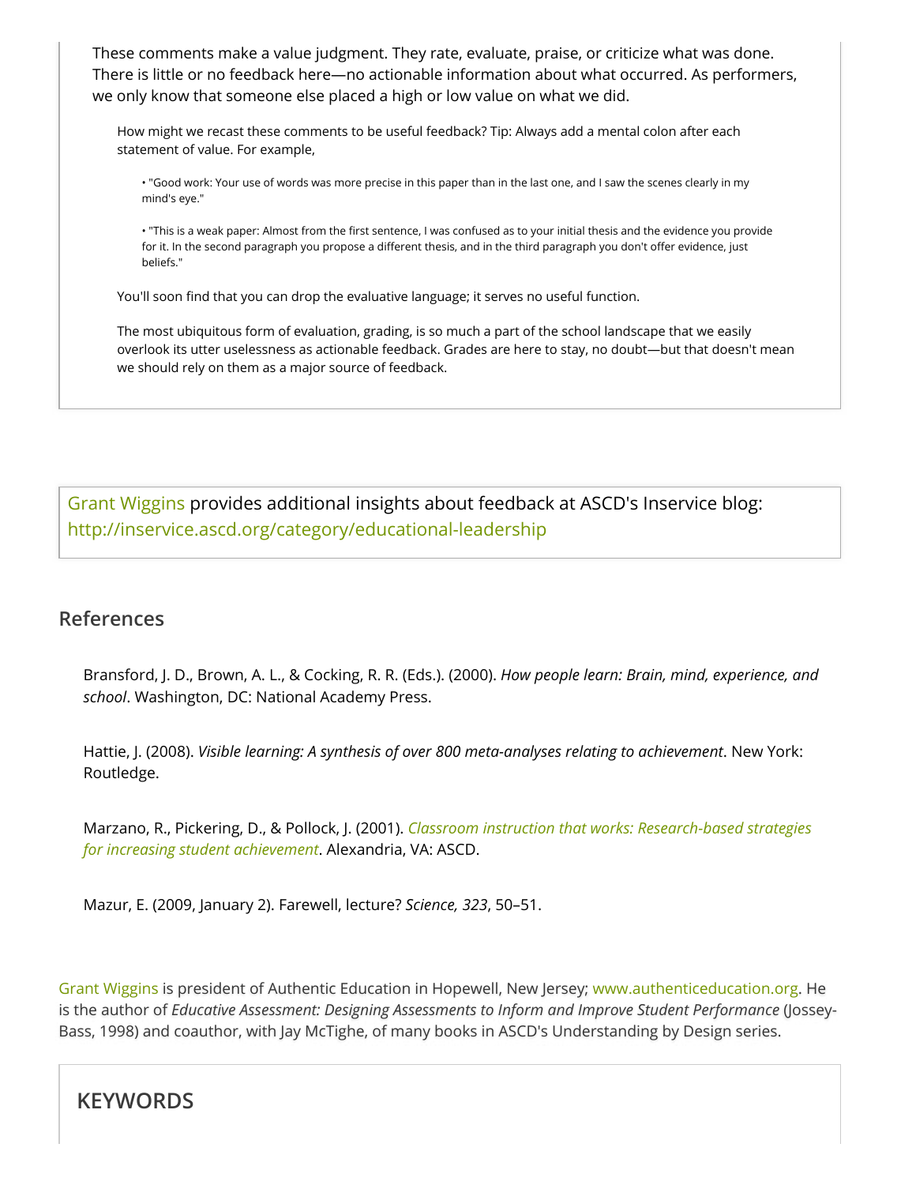These comments make a value judgment. They rate, evaluate, praise, or criticize what was done. There is little or no feedback here—no actionable information about what occurred. As performers, we only know that someone else placed a high or low value on what we did.

How might we recast these comments to be useful feedback? Tip: Always add a mental colon after each statement of value. For example,

- "Good work: Your use of words was more precise in this paper than in the last one, and I saw the scenes clearly in my mind's eye."
- "This is a weak paper: Almost from the first sentence, I was confused as to your initial thesis and the evidence you provide for it. In the second paragraph you propose a different thesis, and in the third paragraph you don't offer evidence, just beliefs."

You'll soon find that you can drop the evaluative language; it serves no useful function.

The most ubiquitous form of evaluation, grading, is so much a part of the school landscape that we easily overlook its utter uselessness as actionable feedback. Grades are here to stay, no doubt—but that doesn't mean we should rely on them as a major source of feedback.

Grant Wiggins provides additional insights about feedback at ASCD's Inservice blog: http://inservice.ascd.org/category/educational-leadership

## References

Bransford, J. D., Brown, A. L., & Cocking, R. R. (Eds.). (2000). *How people learn: Brain, mind, experience, and school*. Washington, DC: National Academy Press.

Hattie, J. (2008). *Visible learning: A synthesis of over 800 meta-analyses relating to achievement*. New York: Routledge.

Marzano, R., Pickering, D., & Pollock, J. (2001). *Classroom instruction that works: Research-based strategies for increasing student achievement*. Alexandria, VA: ASCD.

Mazur, E. (2009, January 2). Farewell, lecture? *Science, 323*, 50–51.

Grant Wiggins is president of Authentic Education in Hopewell, New Jersey; www.authenticeducation.org. He is the author of *Educative Assessment: Designing Assessments to Inform and Improve Student Performance* (Jossey-Bass, 1998) and coauthor, with Jay McTighe, of many books in ASCD's Understanding by Design series.

## KEYWORDS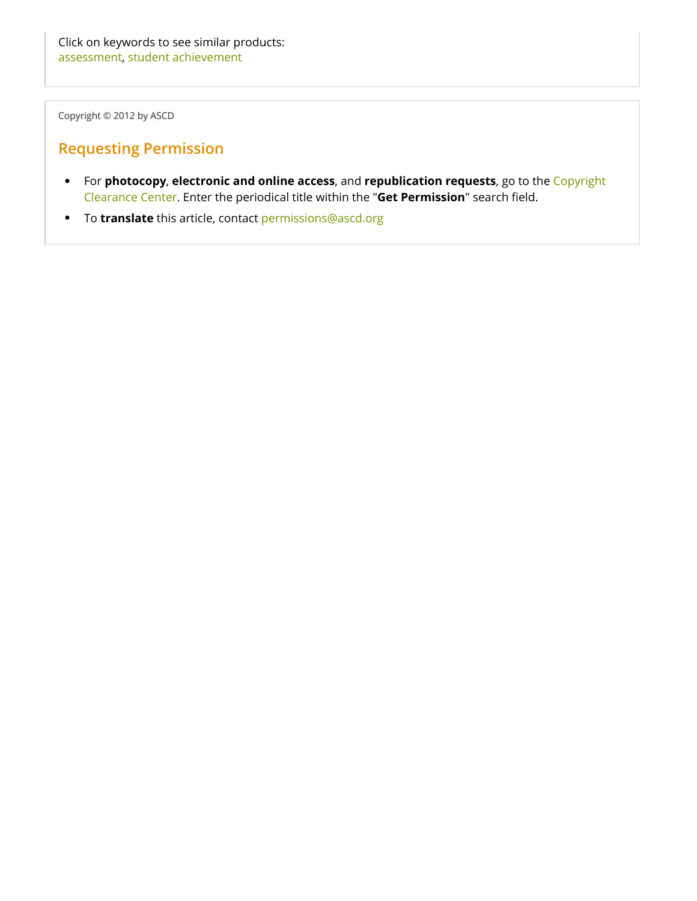Click on keywords to see similar products:
assessment, student achievement

Copyright © 2012 by ASCD

## Requesting Permission

- For **photocopy**, **electronic and online access**, and **republication requests**, go to the Copyright Clearance Center. Enter the periodical title within the "**Get Permission**" search field.
- To **translate** this article, contact permissions@ascd.org